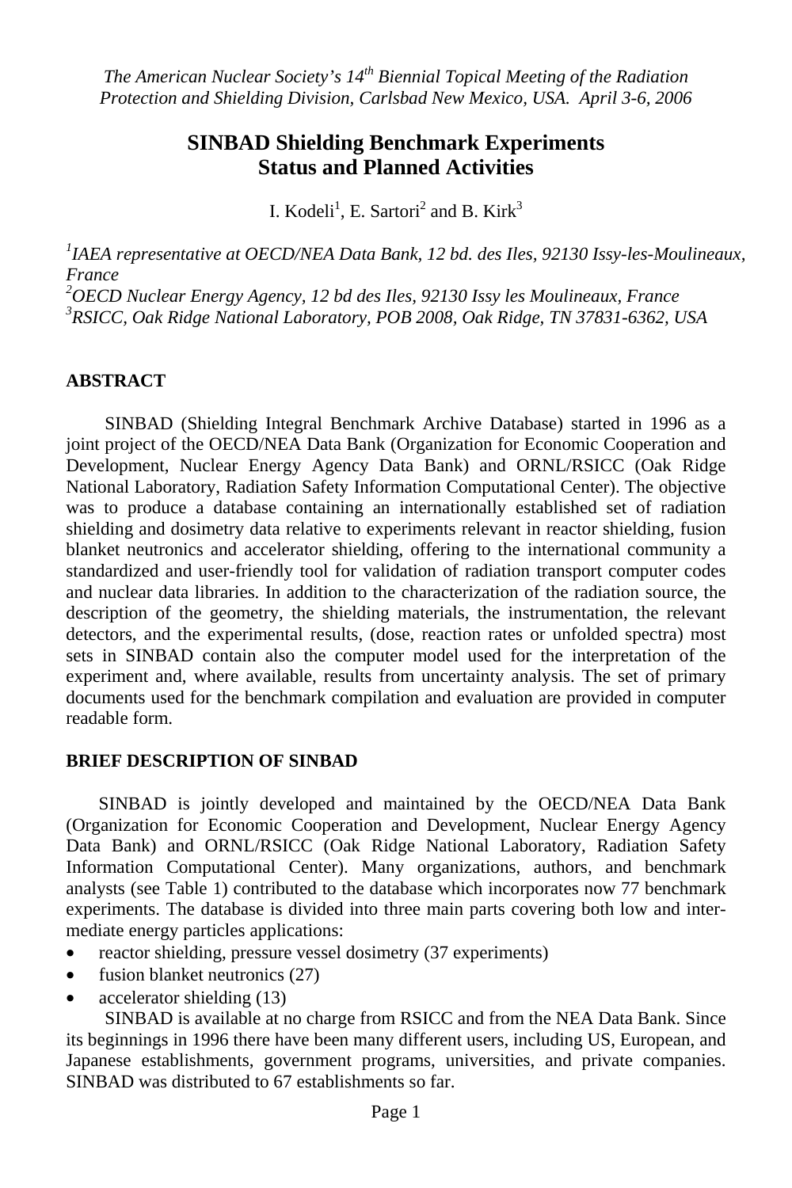*The American Nuclear Society's 14th Biennial Topical Meeting of the Radiation Protection and Shielding Division, Carlsbad New Mexico, USA. April 3-6, 2006*

# SINBAD Shielding Benchmark Experiments Status and Planned Activities

I. Kodeli[1], E. Sartori[2] and B. Kirk[3]

[1]*IAEA representative at OECD/NEA Data Bank, 12 bd. des Iles, 92130 Issy-les-Moulineaux, France*
[2]*OECD Nuclear Energy Agency, 12 bd des Iles, 92130 Issy les Moulineaux, France*
[3]*RSICC, Oak Ridge National Laboratory, POB 2008, Oak Ridge, TN 37831-6362, USA*

## ABSTRACT

SINBAD (Shielding Integral Benchmark Archive Database) started in 1996 as a joint project of the OECD/NEA Data Bank (Organization for Economic Cooperation and Development, Nuclear Energy Agency Data Bank) and ORNL/RSICC (Oak Ridge National Laboratory, Radiation Safety Information Computational Center). The objective was to produce a database containing an internationally established set of radiation shielding and dosimetry data relative to experiments relevant in reactor shielding, fusion blanket neutronics and accelerator shielding, offering to the international community a standardized and user-friendly tool for validation of radiation transport computer codes and nuclear data libraries. In addition to the characterization of the radiation source, the description of the geometry, the shielding materials, the instrumentation, the relevant detectors, and the experimental results, (dose, reaction rates or unfolded spectra) most sets in SINBAD contain also the computer model used for the interpretation of the experiment and, where available, results from uncertainty analysis. The set of primary documents used for the benchmark compilation and evaluation are provided in computer readable form.

## BRIEF DESCRIPTION OF SINBAD

SINBAD is jointly developed and maintained by the OECD/NEA Data Bank (Organization for Economic Cooperation and Development, Nuclear Energy Agency Data Bank) and ORNL/RSICC (Oak Ridge National Laboratory, Radiation Safety Information Computational Center). Many organizations, authors, and benchmark analysts (see Table 1) contributed to the database which incorporates now 77 benchmark experiments. The database is divided into three main parts covering both low and inter-mediate energy particles applications:

- reactor shielding, pressure vessel dosimetry (37 experiments)
- fusion blanket neutronics (27)
- accelerator shielding (13)

SINBAD is available at no charge from RSICC and from the NEA Data Bank. Since its beginnings in 1996 there have been many different users, including US, European, and Japanese establishments, government programs, universities, and private companies. SINBAD was distributed to 67 establishments so far.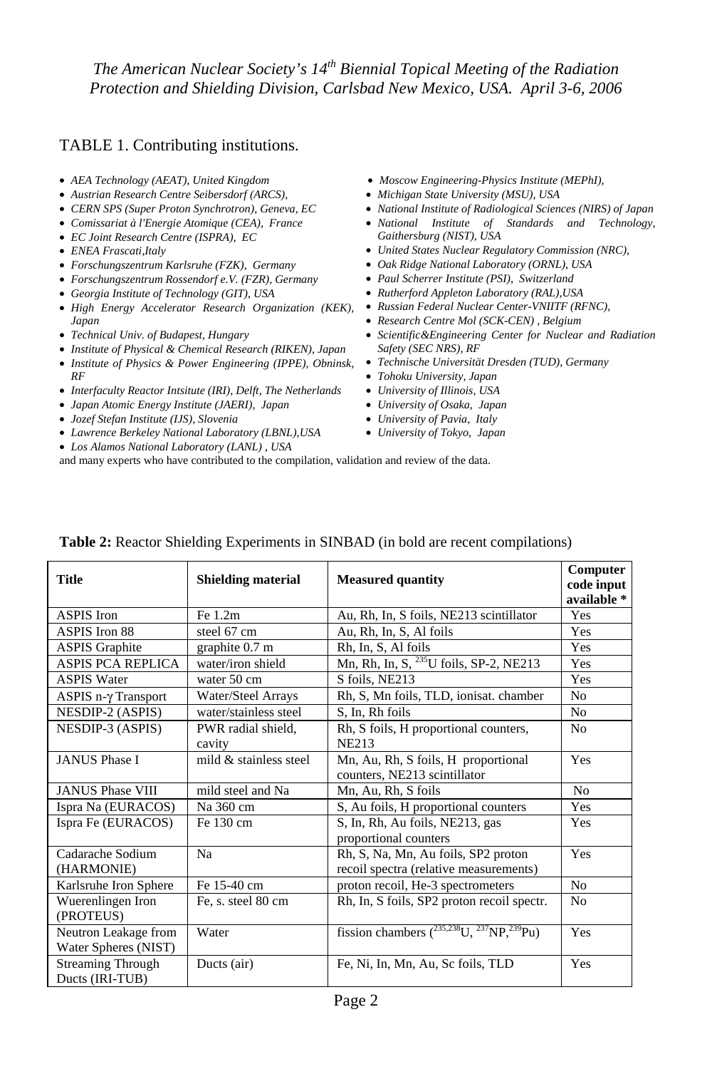TABLE 1. Contributing institutions.

- *AEA Technology (AEAT), United Kingdom*
- *Austrian Research Centre Seibersdorf (ARCS),*
- *CERN SPS (Super Proton Synchrotron), Geneva, EC*
- *Comissariat à l'Energie Atomique (CEA), France*
- *EC Joint Research Centre (ISPRA), EC*
- *ENEA Frascati,Italy*
- *Forschungszentrum Karlsruhe (FZK), Germany*
- *Forschungszentrum Rossendorf e.V. (FZR), Germany*
- *Georgia Institute of Technology (GIT), USA*
- *High Energy Accelerator Research Organization (KEK), Japan*
- *Technical Univ. of Budapest, Hungary*
- *Institute of Physical & Chemical Research (RIKEN), Japan*
- *Institute of Physics & Power Engineering (IPPE), Obninsk, RF*
- *Interfaculty Reactor Intsitute (IRI), Delft, The Netherlands*
- *Japan Atomic Energy Institute (JAERI), Japan*
- *Jozef Stefan Institute (IJS), Slovenia*
- *Lawrence Berkeley National Laboratory (LBNL),USA*
- *Los Alamos National Laboratory (LANL) , USA*
- *Moscow Engineering-Physics Institute (MEPhI),*
- *Michigan State University (MSU), USA*
- *National Institute of Radiological Sciences (NIRS) of Japan*
- *National Institute of Standards and Technology, Gaithersburg (NIST), USA*
- *United States Nuclear Regulatory Commission (NRC),*
- *Oak Ridge National Laboratory (ORNL), USA*
- *Paul Scherrer Institute (PSI), Switzerland*
- *Rutherford Appleton Laboratory (RAL),USA*
- *Russian Federal Nuclear Center-VNIITF (RFNC),*
- *Research Centre Mol (SCK-CEN) , Belgium*
- *Scientific&Engineering Center for Nuclear and Radiation Safety (SEC NRS), RF*
- *Technische Universität Dresden (TUD), Germany*
- *Tohoku University, Japan*
- *University of Illinois, USA*
- *University of Osaka, Japan*
- *University of Pavia, Italy*
- *University of Tokyo, Japan*

and many experts who have contributed to the compilation, validation and review of the data.

**Table 2:** Reactor Shielding Experiments in SINBAD (in bold are recent compilations)

| **Title** | **Shielding material** | **Measured quantity** | **Computer code input available \*** |
|---|---|---|---|
| ASPIS Iron | Fe 1.2m | Au, Rh, In, S foils, NE213 scintillator | Yes |
| ASPIS Iron 88 | steel 67 cm | Au, Rh, In, S, Al foils | Yes |
| ASPIS Graphite | graphite 0.7 m | Rh, In, S, Al foils | Yes |
| ASPIS PCA REPLICA | water/iron shield | Mn, Rh, In, S, $^{235}$U foils, SP-2, NE213 | Yes |
| ASPIS Water | water 50 cm | S foils, NE213 | Yes |
| ASPIS n-$\gamma$ Transport | Water/Steel Arrays | Rh, S, Mn foils, TLD, ionisat. chamber | No |
| NESDIP-2 (ASPIS) | water/stainless steel | S, In, Rh foils | No |
| NESDIP-3 (ASPIS) | PWR radial shield, cavity | Rh, S foils, H proportional counters, NE213 | No |
| JANUS Phase I | mild & stainless steel | Mn, Au, Rh, S foils, H proportional counters, NE213 scintillator | Yes |
| JANUS Phase VIII | mild steel and Na | Mn, Au, Rh, S foils | No |
| Ispra Na (EURACOS) | Na 360 cm | S, Au foils, H proportional counters | Yes |
| Ispra Fe (EURACOS) | Fe 130 cm | S, In, Rh, Au foils, NE213, gas proportional counters | Yes |
| Cadarache Sodium (HARMONIE) | Na | Rh, S, Na, Mn, Au foils, SP2 proton recoil spectra (relative measurements) | Yes |
| Karlsruhe Iron Sphere | Fe 15-40 cm | proton recoil, He-3 spectrometers | No |
| Wuerenlingen Iron (PROTEUS) | Fe, s. steel 80 cm | Rh, In, S foils, SP2 proton recoil spectr. | No |
| Neutron Leakage from Water Spheres (NIST) | Water | fission chambers ($^{235,238}$U, $^{237}$NP,$^{239}$Pu) | Yes |
| Streaming Through Ducts (IRI-TUB) | Ducts (air) | Fe, Ni, In, Mn, Au, Sc foils, TLD | Yes |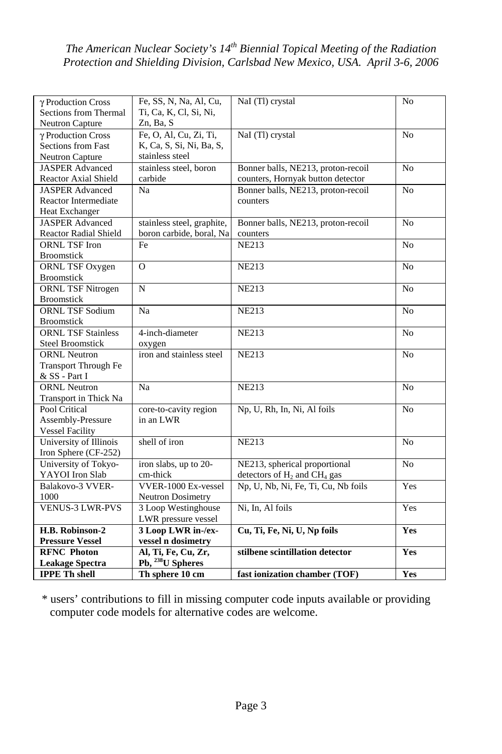| | | | |
|---|---|---|---|
| γ Production Cross Sections from Thermal Neutron Capture | Fe, SS, N, Na, Al, Cu, Ti, Ca, K, Cl, Si, Ni, Zn, Ba, S | NaI (Tl) crystal | No |
| γ Production Cross Sections from Fast Neutron Capture | Fe, O, Al, Cu, Zi, Ti, K, Ca, S, Si, Ni, Ba, S, stainless steel | NaI (Tl) crystal | No |
| JASPER Advanced Reactor Axial Shield | stainless steel, boron carbide | Bonner balls, NE213, proton-recoil counters, Hornyak button detector | No |
| JASPER Advanced Reactor Intermediate Heat Exchanger | Na | Bonner balls, NE213, proton-recoil counters | No |
| JASPER Advanced Reactor Radial Shield | stainless steel, graphite, boron carbide, boral, Na | Bonner balls, NE213, proton-recoil counters | No |
| ORNL TSF Iron Broomstick | Fe | NE213 | No |
| ORNL TSF Oxygen Broomstick | O | NE213 | No |
| ORNL TSF Nitrogen Broomstick | N | NE213 | No |
| ORNL TSF Sodium Broomstick | Na | NE213 | No |
| ORNL TSF Stainless Steel Broomstick | 4-inch-diameter oxygen | NE213 | No |
| ORNL Neutron Transport Through Fe & SS - Part I | iron and stainless steel | NE213 | No |
| ORNL Neutron Transport in Thick Na | Na | NE213 | No |
| Pool Critical Assembly-Pressure Vessel Facility | core-to-cavity region in an LWR | Np, U, Rh, In, Ni, Al foils | No |
| University of Illinois Iron Sphere (CF-252) | shell of iron | NE213 | No |
| University of Tokyo-YAYOI Iron Slab | iron slabs, up to 20-cm-thick | NE213, spherical proportional detectors of $H_2$ and $CH_4$ gas | No |
| Balakovo-3 VVER-1000 | VVER-1000 Ex-vessel Neutron Dosimetry | Np, U, Nb, Ni, Fe, Ti, Cu, Nb foils | Yes |
| VENUS-3 LWR-PVS | 3 Loop Westinghouse LWR pressure vessel | Ni, In, Al foils | Yes |
| **H.B. Robinson-2 Pressure Vessel** | **3 Loop LWR in-/ex-vessel n dosimetry** | **Cu, Ti, Fe, Ni, U, Np foils** | **Yes** |
| **RFNC Photon Leakage Spectra** | **Al, Ti, Fe, Cu, Zr, Pb, $^{238}$U Spheres** | **stilbene scintillation detector** | **Yes** |
| **IPPE Th shell** | **Th sphere 10 cm** | **fast ionization chamber (TOF)** | **Yes** |

\* users' contributions to fill in missing computer code inputs available or providing computer code models for alternative codes are welcome.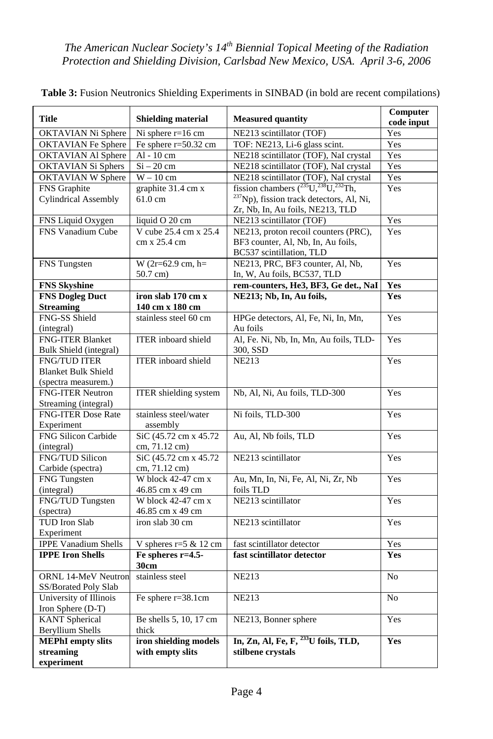**Table 3:** Fusion Neutronics Shielding Experiments in SINBAD (in bold are recent compilations)

| Title | Shielding material | Measured quantity | Computer code input |
|---|---|---|---|
| OKTAVIAN Ni Sphere | Ni sphere r=16 cm | NE213 scintillator (TOF) | Yes |
| OKTAVIAN Fe Sphere | Fe sphere r=50.32 cm | TOF: NE213, Li-6 glass scint. | Yes |
| OKTAVIAN Al Sphere | Al - 10 cm | NE218 scintillator (TOF), NaI crystal | Yes |
| OKTAVIAN Si Sphers | Si – 20 cm | NE218 scintillator (TOF), NaI crystal | Yes |
| OKTAVIAN W Sphere | W – 10 cm | NE218 scintillator (TOF), NaI crystal | Yes |
| FNS Graphite Cylindrical Assembly | graphite 31.4 cm x 61.0 cm | fission chambers ($^{235}U$,$^{238}U$,$^{232}Th$, $^{237}Np$), fission track detectors, Al, Ni, Zr, Nb, In, Au foils, NE213, TLD | Yes |
| FNS Liquid Oxygen | liquid O 20 cm | NE213 scintillator (TOF) | Yes |
| FNS Vanadium Cube | V cube 25.4 cm x 25.4 cm x 25.4 cm | NE213, proton recoil counters (PRC), BF3 counter, Al, Nb, In, Au foils, BC537 scintillation, TLD | Yes |
| FNS Tungsten | W (2r=62.9 cm, h= 50.7 cm) | NE213, PRC, BF3 counter, Al, Nb, In, W, Au foils, BC537, TLD | Yes |
| **FNS Skyshine** | | **rem-counters, He3, BF3, Ge det., NaI** | **Yes** |
| **FNS Dogleg Duct Streaming** | **iron slab 170 cm x 140 cm x 180 cm** | **NE213; Nb, In, Au foils,** | **Yes** |
| FNG-SS Shield (integral) | stainless steel 60 cm | HPGe detectors, Al, Fe, Ni, In, Mn, Au foils | Yes |
| FNG-ITER Blanket Bulk Shield (integral) | ITER inboard shield | Al, Fe. Ni, Nb, In, Mn, Au foils, TLD-300, SSD | Yes |
| FNG/TUD ITER Blanket Bulk Shield (spectra measurem.) | ITER inboard shield | NE213 | Yes |
| FNG-ITER Neutron Streaming (integral) | ITER shielding system | Nb, Al, Ni, Au foils, TLD-300 | Yes |
| FNG-ITER Dose Rate Experiment | stainless steel/water assembly | Ni foils, TLD-300 | Yes |
| FNG Silicon Carbide (integral) | SiC (45.72 cm x 45.72 cm, 71.12 cm) | Au, Al, Nb foils, TLD | Yes |
| FNG/TUD Silicon Carbide (spectra) | SiC (45.72 cm x 45.72 cm, 71.12 cm) | NE213 scintillator | Yes |
| FNG Tungsten (integral) | W block 42-47 cm x 46.85 cm x 49 cm | Au, Mn, In, Ni, Fe, Al, Ni, Zr, Nb foils TLD | Yes |
| FNG/TUD Tungsten (spectra) | W block 42-47 cm x 46.85 cm x 49 cm | NE213 scintillator | Yes |
| TUD Iron Slab Experiment | iron slab 30 cm | NE213 scintillator | Yes |
| IPPE Vanadium Shells | V spheres r=5 & 12 cm | fast scintillator detector | Yes |
| **IPPE Iron Shells** | **Fe spheres r=4.5-30cm** | **fast scintillator detector** | **Yes** |
| ORNL 14-MeV Neutron SS/Borated Poly Slab | stainless steel | NE213 | No |
| University of Illinois Iron Sphere (D-T) | Fe sphere r=38.1cm | NE213 | No |
| KANT Spherical Beryllium Shells | Be shells 5, 10, 17 cm thick | NE213, Bonner sphere | Yes |
| **MEPhI empty slits streaming experiment** | **iron shielding models with empty slits** | **In, Zn, Al, Fe, F, $^{233}U$ foils, TLD, stilbene crystals** | **Yes** |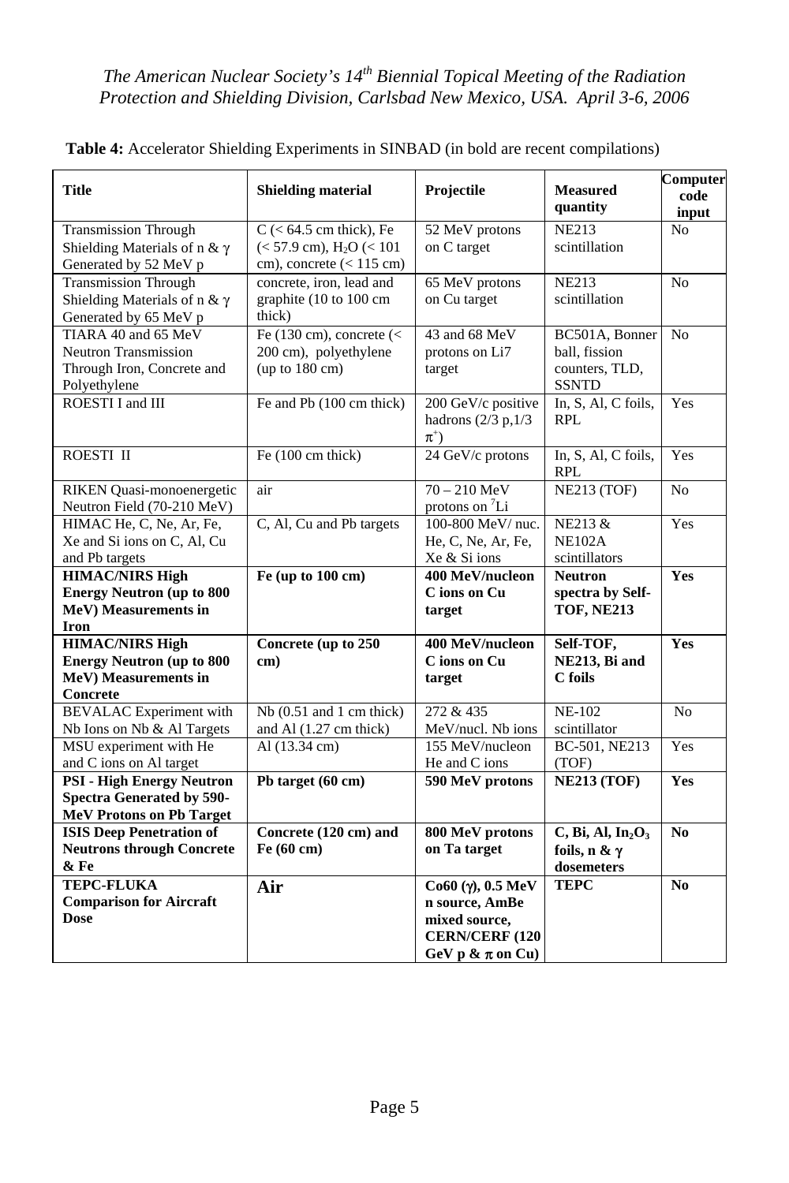**Table 4:** Accelerator Shielding Experiments in SINBAD (in bold are recent compilations)

| Title | Shielding material | Projectile | Measured quantity | Computer code input |
|---|---|---|---|---|
| Transmission Through Shielding Materials of n & $\gamma$ Generated by 52 MeV p | C (< 64.5 cm thick), Fe (< 57.9 cm), $H_2O$ (< 101 cm), concrete (< 115 cm) | 52 MeV protons on C target | NE213 scintillation | No |
| Transmission Through Shielding Materials of n & $\gamma$ Generated by 65 MeV p | concrete, iron, lead and graphite (10 to 100 cm thick) | 65 MeV protons on Cu target | NE213 scintillation | No |
| TIARA 40 and 65 MeV Neutron Transmission Through Iron, Concrete and Polyethylene | Fe (130 cm), concrete (< 200 cm), polyethylene (up to 180 cm) | 43 and 68 MeV protons on Li7 target | BC501A, Bonner ball, fission counters, TLD, SSNTD | No |
| ROESTI I and III | Fe and Pb (100 cm thick) | 200 GeV/c positive hadrons (2/3 p,1/3 $\pi^+$) | In, S, Al, C foils, RPL | Yes |
| ROESTI II | Fe (100 cm thick) | 24 GeV/c protons | In, S, Al, C foils, RPL | Yes |
| RIKEN Quasi-monoenergetic Neutron Field (70-210 MeV) | air | 70 – 210 MeV protons on $^7$Li | NE213 (TOF) | No |
| HIMAC He, C, Ne, Ar, Fe, Xe and Si ions on C, Al, Cu and Pb targets | C, Al, Cu and Pb targets | 100-800 MeV/ nuc. He, C, Ne, Ar, Fe, Xe & Si ions | NE213 & NE102A scintillators | Yes |
| **HIMAC/NIRS High Energy Neutron (up to 800 MeV) Measurements in Iron** | **Fe (up to 100 cm)** | **400 MeV/nucleon C ions on Cu target** | **Neutron spectra by Self-TOF, NE213** | **Yes** |
| **HIMAC/NIRS High Energy Neutron (up to 800 MeV) Measurements in Concrete** | **Concrete (up to 250 cm)** | **400 MeV/nucleon C ions on Cu target** | **Self-TOF, NE213, Bi and C foils** | **Yes** |
| BEVALAC Experiment with Nb Ions on Nb & Al Targets | Nb (0.51 and 1 cm thick) and Al (1.27 cm thick) | 272 & 435 MeV/nucl. Nb ions | NE-102 scintillator | No |
| MSU experiment with He and C ions on Al target | Al (13.34 cm) | 155 MeV/nucleon He and C ions | BC-501, NE213 (TOF) | Yes |
| **PSI - High Energy Neutron Spectra Generated by 590-MeV Protons on Pb Target** | **Pb target (60 cm)** | **590 MeV protons** | **NE213 (TOF)** | **Yes** |
| **ISIS Deep Penetration of Neutrons through Concrete & Fe** | **Concrete (120 cm) and Fe (60 cm)** | **800 MeV protons on Ta target** | **C, Bi, Al, $In_2O_3$ foils, n & $\gamma$ dosemeters** | **No** |
| **TEPC-FLUKA Comparison for Aircraft Dose** | **Air** | **Co60 ($\gamma$), 0.5 MeV n source, AmBe mixed source, CERN/CERF (120 GeV p & $\pi$ on Cu)** | **TEPC** | **No** |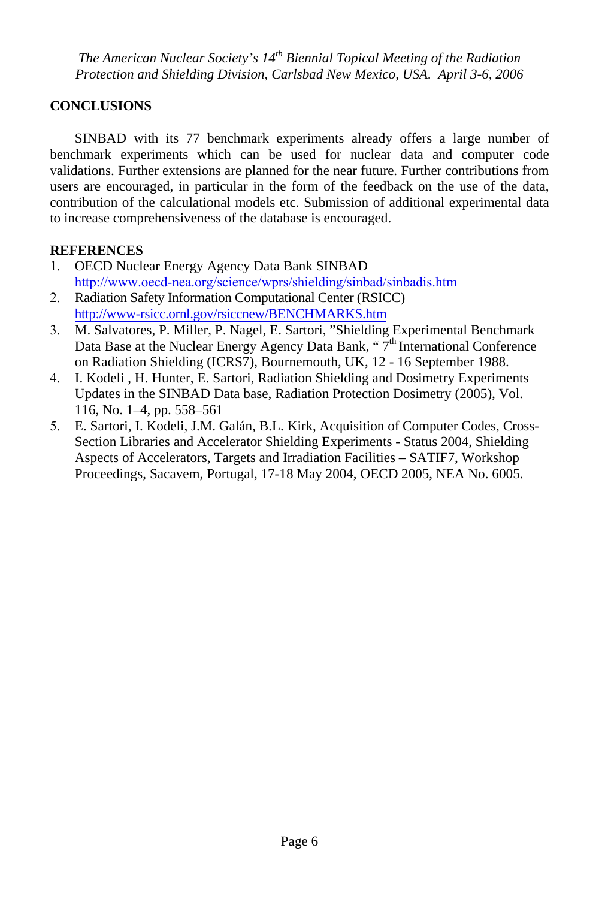## CONCLUSIONS

SINBAD with its 77 benchmark experiments already offers a large number of benchmark experiments which can be used for nuclear data and computer code validations. Further extensions are planned for the near future. Further contributions from users are encouraged, in particular in the form of the feedback on the use of the data, contribution of the calculational models etc. Submission of additional experimental data to increase comprehensiveness of the database is encouraged.

## REFERENCES

1. OECD Nuclear Energy Agency Data Bank SINBAD http://www.oecd-nea.org/science/wprs/shielding/sinbad/sinbadis.htm
2. Radiation Safety Information Computational Center (RSICC) http://www-rsicc.ornl.gov/rsiccnew/BENCHMARKS.htm
3. M. Salvatores, P. Miller, P. Nagel, E. Sartori, "Shielding Experimental Benchmark Data Base at the Nuclear Energy Agency Data Bank, " 7th International Conference on Radiation Shielding (ICRS7), Bournemouth, UK, 12 - 16 September 1988.
4. I. Kodeli , H. Hunter, E. Sartori, Radiation Shielding and Dosimetry Experiments Updates in the SINBAD Data base, Radiation Protection Dosimetry (2005), Vol. 116, No. 1–4, pp. 558–561
5. E. Sartori, I. Kodeli, J.M. Galán, B.L. Kirk, Acquisition of Computer Codes, Cross-Section Libraries and Accelerator Shielding Experiments - Status 2004, Shielding Aspects of Accelerators, Targets and Irradiation Facilities – SATIF7, Workshop Proceedings, Sacavem, Portugal, 17-18 May 2004, OECD 2005, NEA No. 6005.